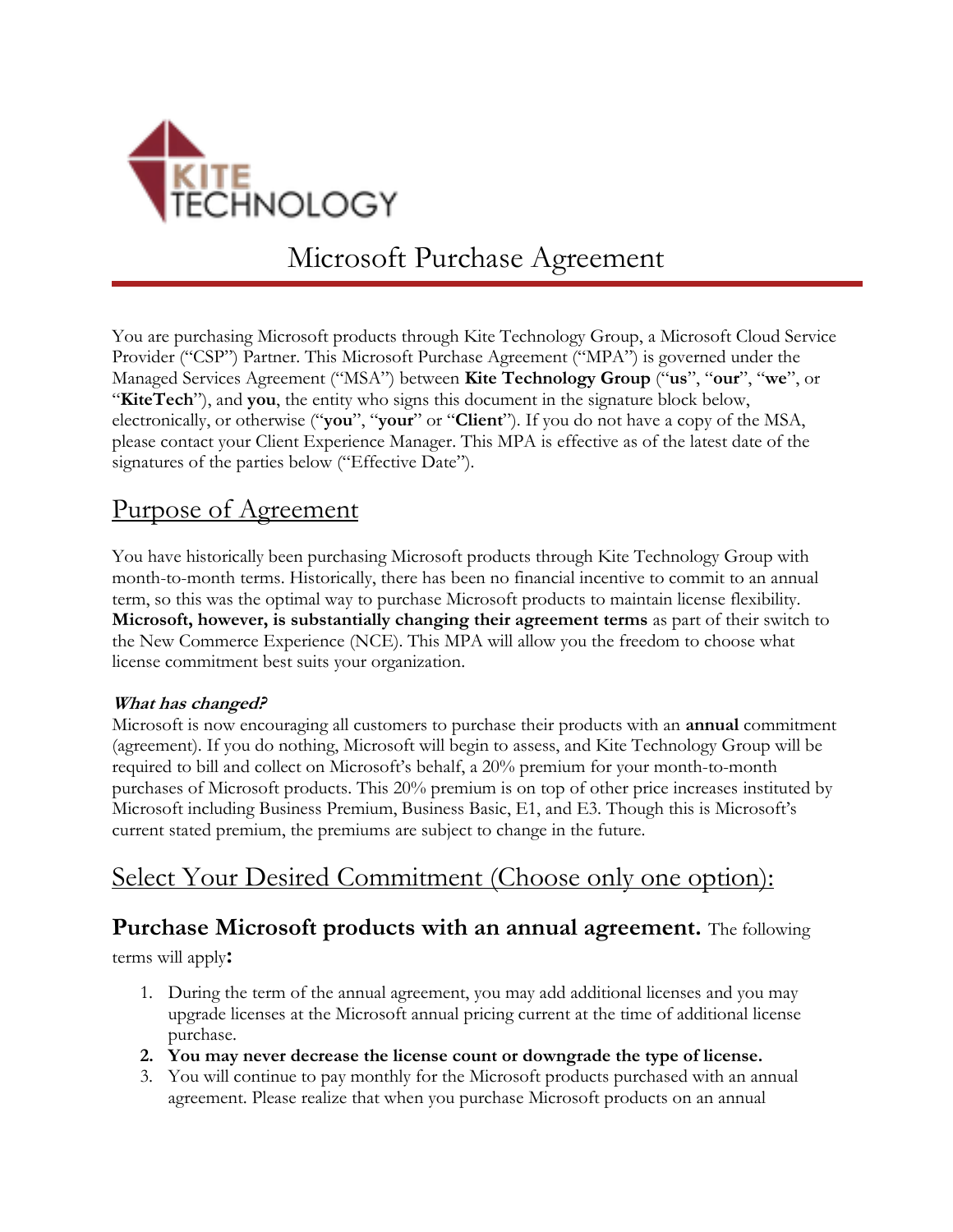# Microsoft Purchase Agreement

You are purchasing Microsoft products through Kite Technology Group, a Microsoft Cloud Service Provider ("CSP") Partner. This Microsoft Purchase Agreement ("MPA") is governed under the Managed Services Agreement ("MSA") between **Kite Technology Group** ("**us**", "**our**", "**we**", or "**KiteTech**"), and **you**, the entity who signs this document in the signature block below, electronically, or otherwise ("**you**", "**your**" or "**Client**"). If you do not have a copy of the MSA, please contact your Client Experience Manager. This MPA is effective as of the latest date of the signatures of the parties below ("Effective Date").

## Purpose of Agreement

You have historically been purchasing Microsoft products through Kite Technology Group with month-to-month terms. Historically, there has been no financial incentive to commit to an annual term, so this was the optimal way to purchase Microsoft products to maintain license flexibility. **Microsoft, however, is substantially changing their agreement terms** as part of their switch to the New Commerce Experience (NCE). This MPA will allow you the freedom to choose what license commitment best suits your organization.

***What has changed?***

Microsoft is now encouraging all customers to purchase their products with an **annual** commitment (agreement). If you do nothing, Microsoft will begin to assess, and Kite Technology Group will be required to bill and collect on Microsoft's behalf, a 20% premium for your month-to-month purchases of Microsoft products. This 20% premium is on top of other price increases instituted by Microsoft including Business Premium, Business Basic, E1, and E3. Though this is Microsoft's current stated premium, the premiums are subject to change in the future.

## Select Your Desired Commitment (Choose only one option):

### **Purchase Microsoft products with an annual agreement.** The following terms will apply**:**

1. During the term of the annual agreement, you may add additional licenses and you may upgrade licenses at the Microsoft annual pricing current at the time of additional license purchase.
2. **You may never decrease the license count or downgrade the type of license.**
3. You will continue to pay monthly for the Microsoft products purchased with an annual agreement. Please realize that when you purchase Microsoft products on an annual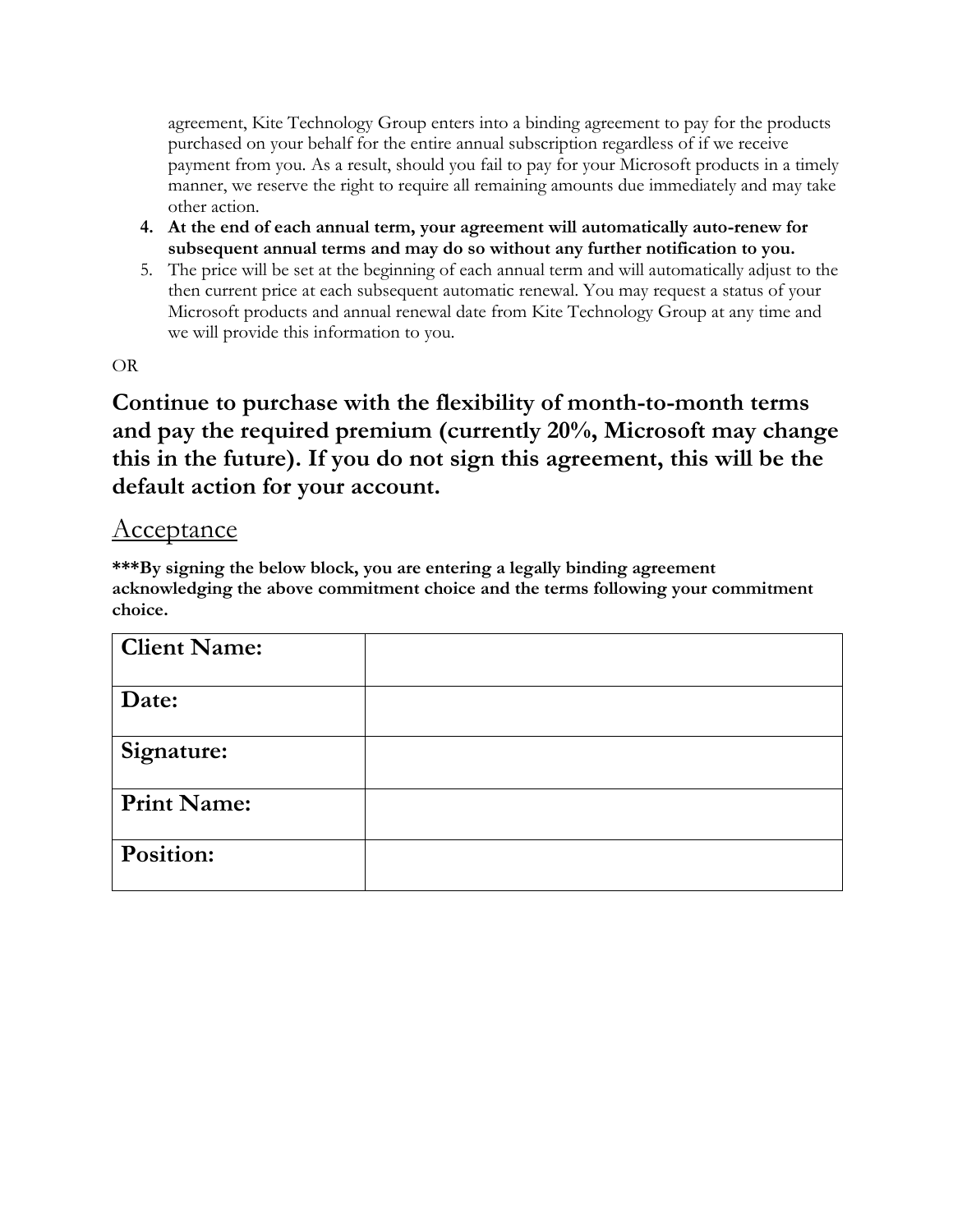agreement, Kite Technology Group enters into a binding agreement to pay for the products purchased on your behalf for the entire annual subscription regardless of if we receive payment from you. As a result, should you fail to pay for your Microsoft products in a timely manner, we reserve the right to require all remaining amounts due immediately and may take other action.

4. **At the end of each annual term, your agreement will automatically auto-renew for subsequent annual terms and may do so without any further notification to you.**
5. The price will be set at the beginning of each annual term and will automatically adjust to the then current price at each subsequent automatic renewal. You may request a status of your Microsoft products and annual renewal date from Kite Technology Group at any time and we will provide this information to you.

OR

**Continue to purchase with the flexibility of month-to-month terms and pay the required premium (currently 20%, Microsoft may change this in the future). If you do not sign this agreement, this will be the default action for your account.**

## Acceptance

**\*\*\*By signing the below block, you are entering a legally binding agreement acknowledging the above commitment choice and the terms following your commitment choice.**

| | |
|---|---|
| **Client Name:** | |
| **Date:** | |
| **Signature:** | |
| **Print Name:** | |
| **Position:** | |